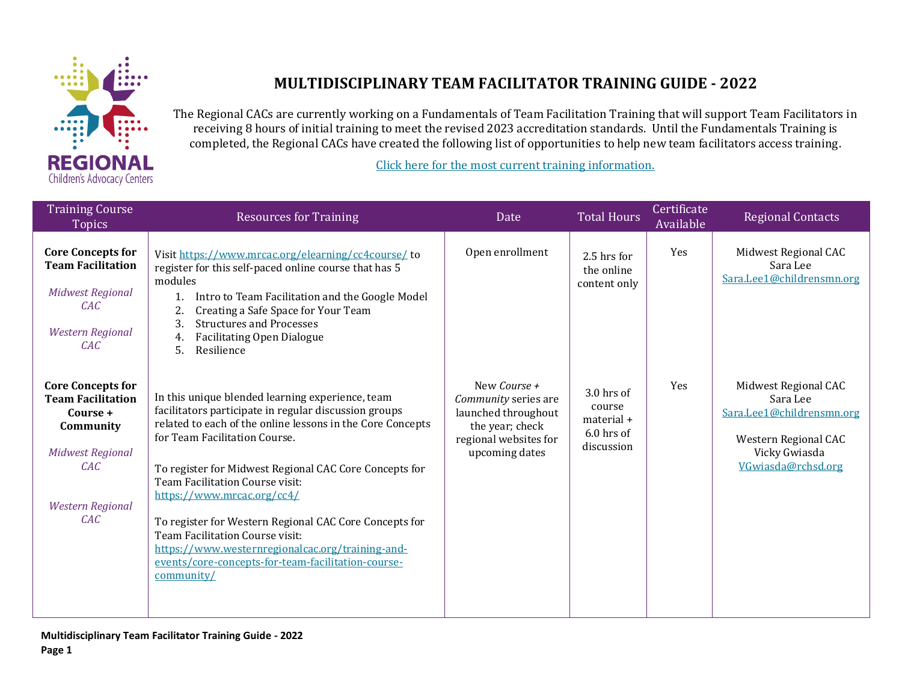# MULTIDISCIPLINARY TEAM FACILITATOR TRAINING GUIDE - 2022

The Regional CACs are currently working on a Fundamentals of Team Facilitation Training that will support Team Facilitators in receiving 8 hours of initial training to meet the revised 2023 accreditation standards. Until the Fundamentals Training is completed, the Regional CACs have created the following list of opportunities to help new team facilitators access training.

[Click here for the most current training information.]()

| Training Course Topics | Resources for Training | Date | Total Hours | Certificate Available | Regional Contacts |
|---|---|---|---|---|---|
| **Core Concepts for Team Facilitation**<br><br>*Midwest Regional CAC*<br><br>*Western Regional CAC* | Visit https://www.mrcac.org/elearning/cc4course/ to register for this self-paced online course that has 5 modules<br>1. Intro to Team Facilitation and the Google Model<br>2. Creating a Safe Space for Your Team<br>3. Structures and Processes<br>4. Facilitating Open Dialogue<br>5. Resilience | Open enrollment | 2.5 hrs for the online content only | Yes | Midwest Regional CAC<br>Sara Lee<br>Sara.Lee1@childrensmn.org |
| **Core Concepts for Team Facilitation Course + Community**<br><br>*Midwest Regional CAC*<br><br>*Western Regional CAC* | In this unique blended learning experience, team facilitators participate in regular discussion groups related to each of the online lessons in the Core Concepts for Team Facilitation Course.<br><br>To register for Midwest Regional CAC Core Concepts for Team Facilitation Course visit: https://www.mrcac.org/cc4/<br><br>To register for Western Regional CAC Core Concepts for Team Facilitation Course visit: https://www.westernregionalcac.org/training-and-events/core-concepts-for-team-facilitation-course-community/ | New *Course + Community* series are launched throughout the year; check regional websites for upcoming dates | 3.0 hrs of course material + 6.0 hrs of discussion | Yes | Midwest Regional CAC<br>Sara Lee<br>Sara.Lee1@childrensmn.org<br><br>Western Regional CAC<br>Vicky Gwiasda<br>VGwiasda@rchsd.org |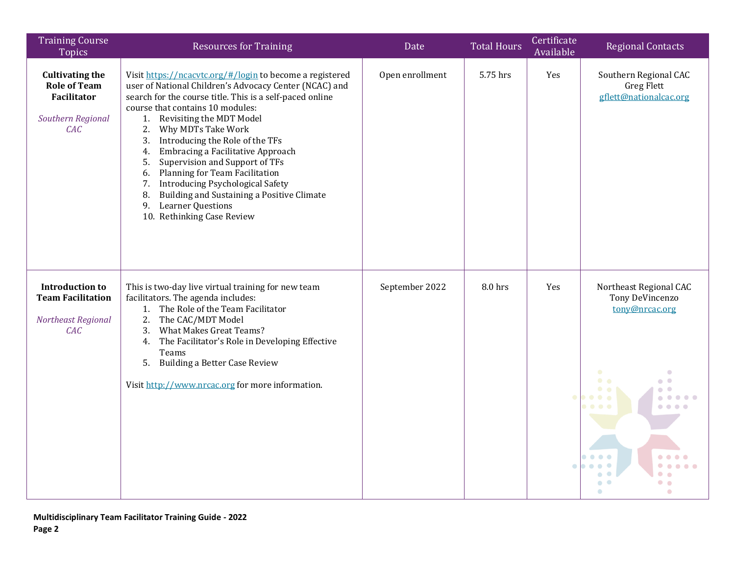| Training Course Topics | Resources for Training | Date | Total Hours | Certificate Available | Regional Contacts |
|---|---|---|---|---|---|
| **Cultivating the Role of Team Facilitator**<br><br>*Southern Regional CAC* | Visit https://ncacvtc.org/#/login to become a registered user of National Children's Advocacy Center (NCAC) and search for the course title. This is a self-paced online course that contains 10 modules:<br>1. Revisiting the MDT Model<br>2. Why MDTs Take Work<br>3. Introducing the Role of the TFs<br>4. Embracing a Facilitative Approach<br>5. Supervision and Support of TFs<br>6. Planning for Team Facilitation<br>7. Introducing Psychological Safety<br>8. Building and Sustaining a Positive Climate<br>9. Learner Questions<br>10. Rethinking Case Review | Open enrollment | 5.75 hrs | Yes | Southern Regional CAC<br>Greg Flett<br>gflett@nationalcac.org |
| **Introduction to Team Facilitation**<br><br>*Northeast Regional CAC* | This is two-day live virtual training for new team facilitators. The agenda includes:<br>1. The Role of the Team Facilitator<br>2. The CAC/MDT Model<br>3. What Makes Great Teams?<br>4. The Facilitator's Role in Developing Effective Teams<br>5. Building a Better Case Review<br><br>Visit http://www.nrcac.org for more information. | September 2022 | 8.0 hrs | Yes | Northeast Regional CAC<br>Tony DeVincenzo<br>tony@nrcac.org |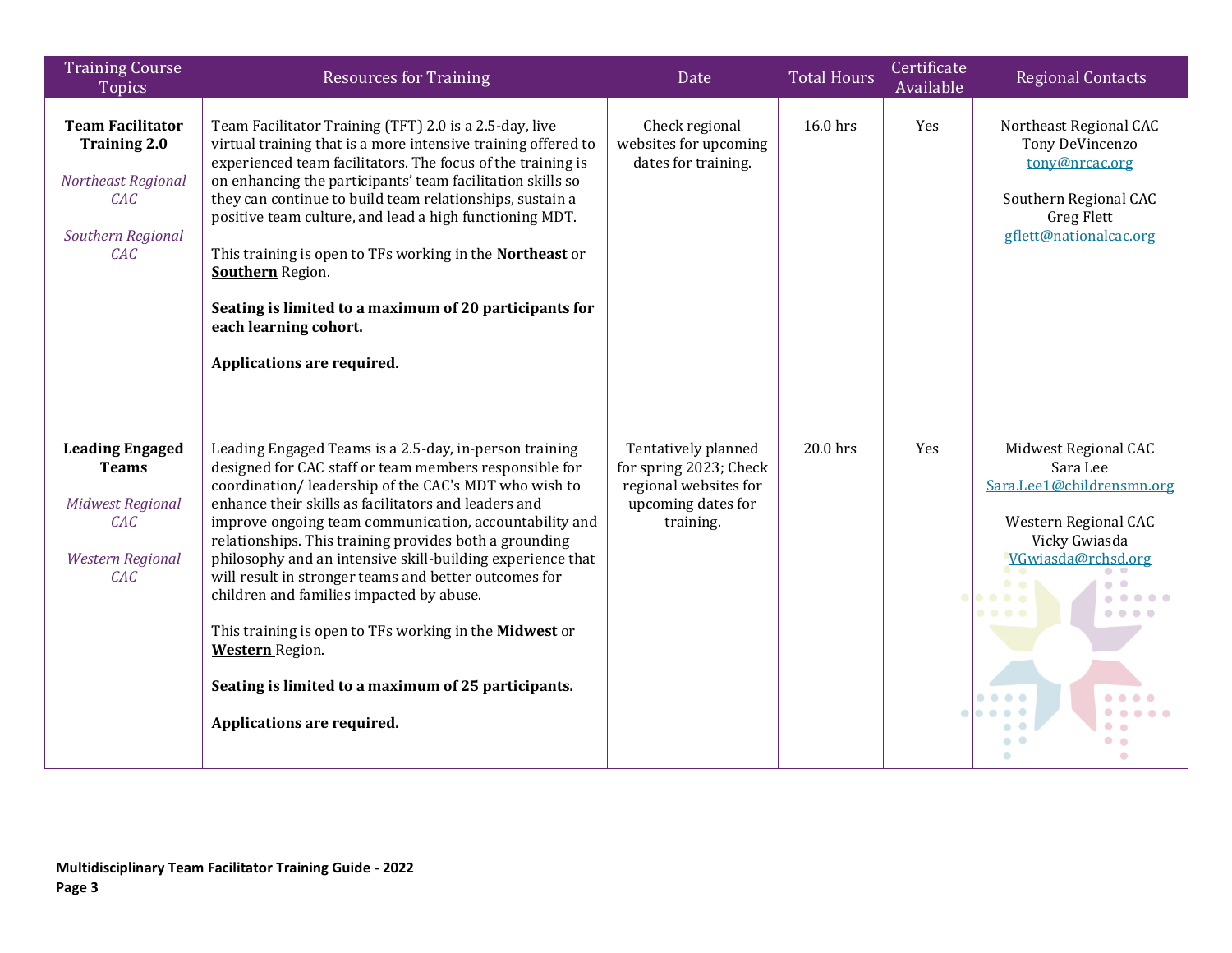| Training Course Topics | Resources for Training | Date | Total Hours | Certificate Available | Regional Contacts |
|---|---|---|---|---|---|
| **Team Facilitator Training 2.0**<br><br>*Northeast Regional CAC*<br><br>*Southern Regional CAC* | Team Facilitator Training (TFT) 2.0 is a 2.5-day, live virtual training that is a more intensive training offered to experienced team facilitators. The focus of the training is on enhancing the participants' team facilitation skills so they can continue to build team relationships, sustain a positive team culture, and lead a high functioning MDT.<br><br>This training is open to TFs working in the **Northeast** or **Southern** Region.<br><br>**Seating is limited to a maximum of 20 participants for each learning cohort.**<br><br>**Applications are required.** | Check regional websites for upcoming dates for training. | 16.0 hrs | Yes | Northeast Regional CAC<br>Tony DeVincenzo<br>tony@nrcac.org<br><br>Southern Regional CAC<br>Greg Flett<br>gflett@nationalcac.org |
| **Leading Engaged Teams**<br><br>*Midwest Regional CAC*<br><br>*Western Regional CAC* | Leading Engaged Teams is a 2.5-day, in-person training designed for CAC staff or team members responsible for coordination/ leadership of the CAC's MDT who wish to enhance their skills as facilitators and leaders and improve ongoing team communication, accountability and relationships. This training provides both a grounding philosophy and an intensive skill-building experience that will result in stronger teams and better outcomes for children and families impacted by abuse.<br><br>This training is open to TFs working in the **Midwest** or **Western** Region.<br><br>**Seating is limited to a maximum of 25 participants.**<br><br>**Applications are required.** | Tentatively planned for spring 2023; Check regional websites for upcoming dates for training. | 20.0 hrs | Yes | Midwest Regional CAC<br>Sara Lee<br>Sara.Lee1@childrensmn.org<br><br>Western Regional CAC<br>Vicky Gwiasda<br>VGwiasda@rchsd.org |

**Multidisciplinary Team Facilitator Training Guide - 2022**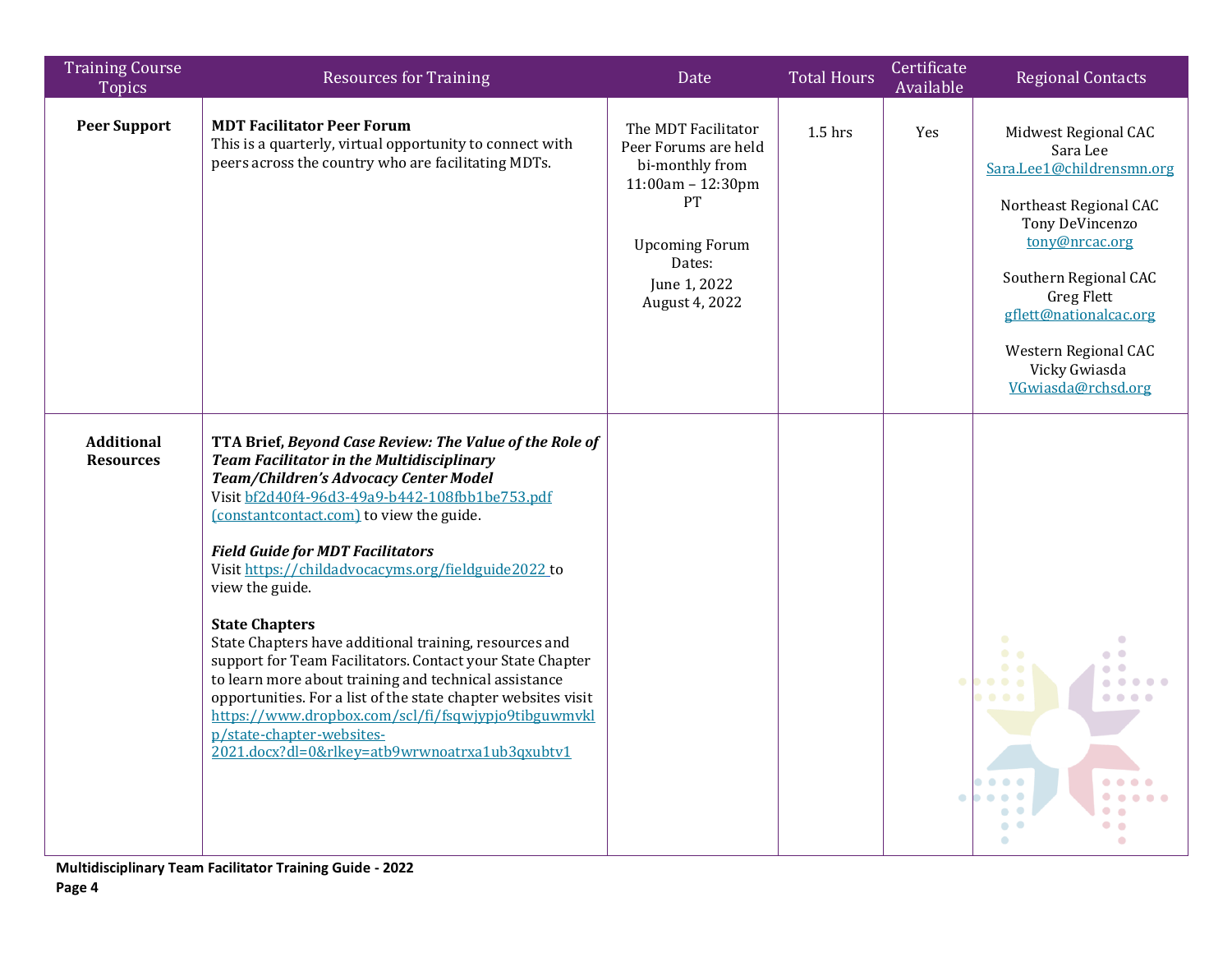| Training Course Topics | Resources for Training | Date | Total Hours | Certificate Available | Regional Contacts |
|---|---|---|---|---|---|
| **Peer Support** | **MDT Facilitator Peer Forum**<br>This is a quarterly, virtual opportunity to connect with peers across the country who are facilitating MDTs. | The MDT Facilitator Peer Forums are held bi-monthly from 11:00am – 12:30pm PT<br><br>Upcoming Forum Dates:<br>June 1, 2022<br>August 4, 2022 | 1.5 hrs | Yes | Midwest Regional CAC<br>Sara Lee<br>Sara.Lee1@childrensmn.org<br><br>Northeast Regional CAC<br>Tony DeVincenzo<br>tony@nrcac.org<br><br>Southern Regional CAC<br>Greg Flett<br>gflett@nationalcac.org<br><br>Western Regional CAC<br>Vicky Gwiasda<br>VGwiasda@rchsd.org |
| **Additional Resources** | **TTA Brief, *Beyond Case Review: The Value of the Role of Team Facilitator in the Multidisciplinary Team/Children's Advocacy Center Model***<br>Visit bf2d40f4-96d3-49a9-b442-108fbb1be753.pdf (constantcontact.com) to view the guide.<br><br>***Field Guide for MDT Facilitators***<br>Visit https://childadvocacyms.org/fieldguide2022 to view the guide.<br><br>**State Chapters**<br>State Chapters have additional training, resources and support for Team Facilitators. Contact your State Chapter to learn more about training and technical assistance opportunities. For a list of the state chapter websites visit https://www.dropbox.com/scl/fi/fsqwjypjo9tibguwmvklp/state-chapter-websites-2021.docx?dl=0&rlkey=atb9wrwnoatrxa1ub3qxubtv1 | | | | |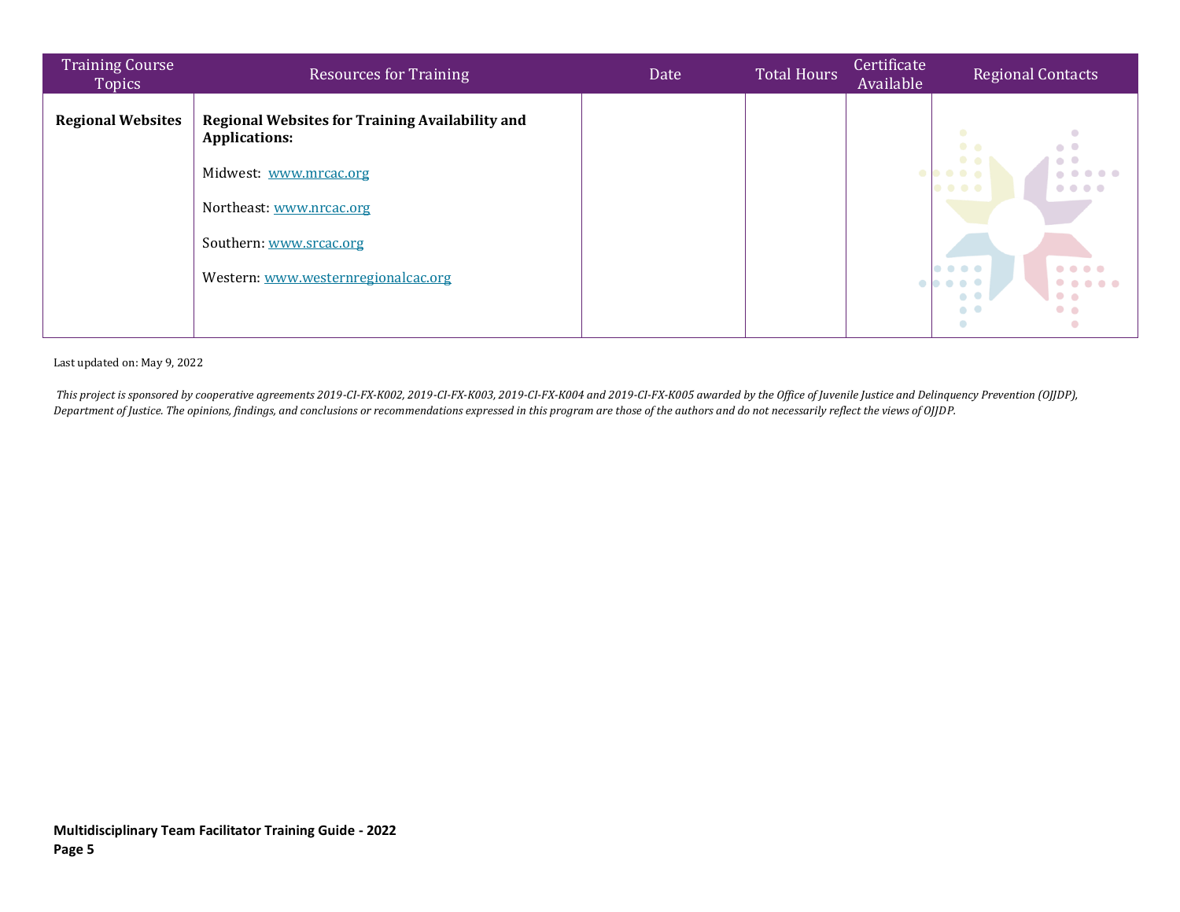| Training Course Topics | Resources for Training | Date | Total Hours | Certificate Available | Regional Contacts |
|---|---|---|---|---|---|
| **Regional Websites** | **Regional Websites for Training Availability and Applications:**<br><br>Midwest: [www.mrcac.org](http://www.mrcac.org)<br><br>Northeast: [www.nrcac.org](http://www.nrcac.org)<br><br>Southern: [www.srcac.org](http://www.srcac.org)<br><br>Western: [www.westernregionalcac.org](http://www.westernregionalcac.org) | | | | |

Last updated on: May 9, 2022

*This project is sponsored by cooperative agreements 2019-CI-FX-K002, 2019-CI-FX-K003, 2019-CI-FX-K004 and 2019-CI-FX-K005 awarded by the Office of Juvenile Justice and Delinquency Prevention (OJJDP), Department of Justice. The opinions, findings, and conclusions or recommendations expressed in this program are those of the authors and do not necessarily reflect the views of OJJDP.*